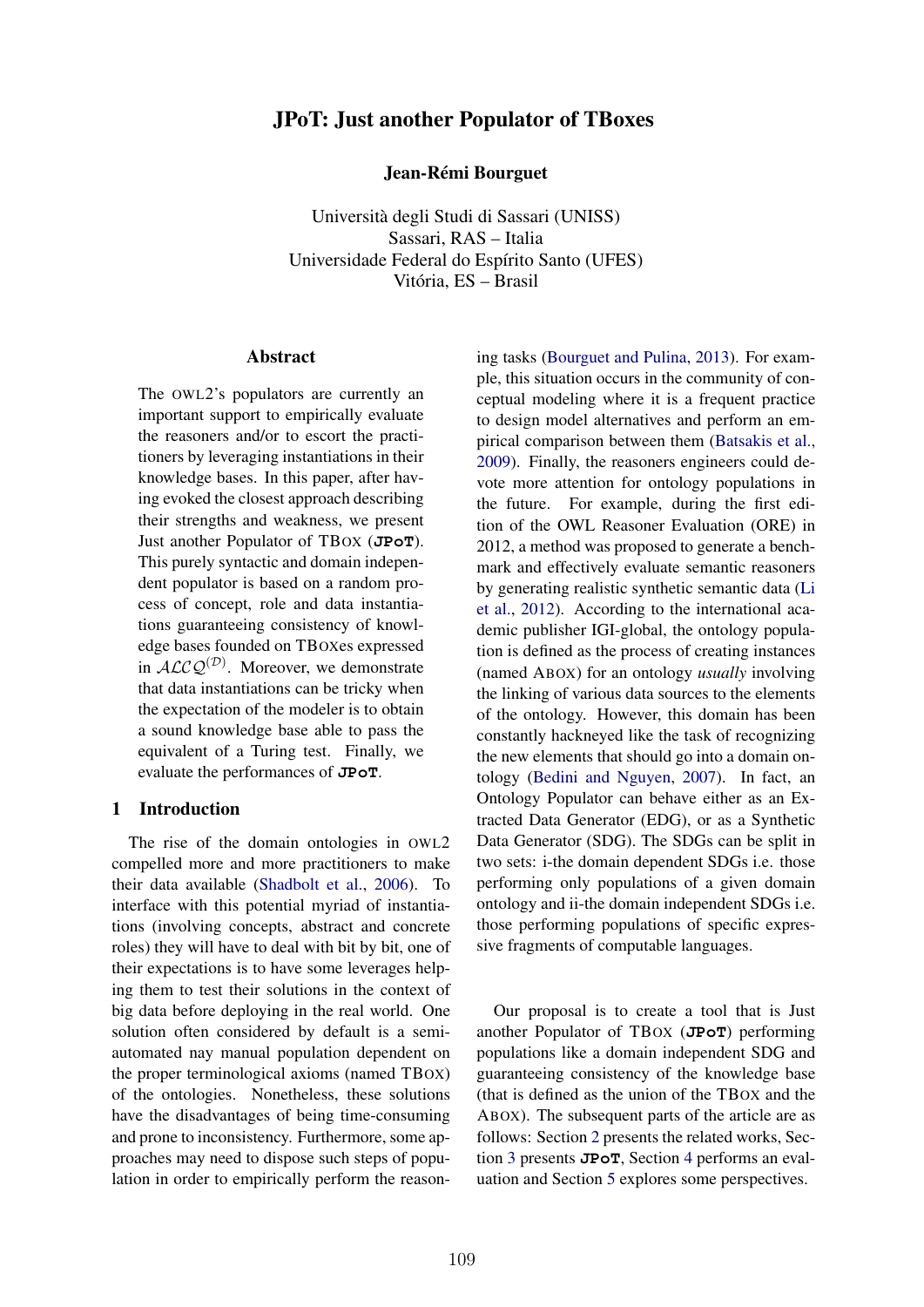# JPoT: Just another Populator of TBoxes

**Jean-Rémi Bourguet**

Università degli Studi di Sassari (UNISS)
Sassari, RAS – Italia
Universidade Federal do Espírito Santo (UFES)
Vitória, ES – Brasil

## Abstract

The OWL2's populators are currently an important support to empirically evaluate the reasoners and/or to escort the practitioners by leveraging instantiations in their knowledge bases. In this paper, after having evoked the closest approach describing their strengths and weakness, we present Just another Populator of TBOX (**JPoT**). This purely syntactic and domain independent populator is based on a random process of concept, role and data instantiations guaranteeing consistency of knowledge bases founded on TBOXes expressed in $\mathcal{ALCQ}^{(\mathcal{D})}$. Moreover, we demonstrate that data instantiations can be tricky when the expectation of the modeler is to obtain a sound knowledge base able to pass the equivalent of a Turing test. Finally, we evaluate the performances of **JPoT**.

## 1 Introduction

The rise of the domain ontologies in OWL2 compelled more and more practitioners to make their data available (Shadbolt et al., 2006). To interface with this potential myriad of instantiations (involving concepts, abstract and concrete roles) they will have to deal with bit by bit, one of their expectations is to have some leverages helping them to test their solutions in the context of big data before deploying in the real world. One solution often considered by default is a semi-automated nay manual population dependent on the proper terminological axioms (named TBOX) of the ontologies. Nonetheless, these solutions have the disadvantages of being time-consuming and prone to inconsistency. Furthermore, some approaches may need to dispose such steps of population in order to empirically perform the reasoning tasks (Bourguet and Pulina, 2013). For example, this situation occurs in the community of conceptual modeling where it is a frequent practice to design model alternatives and perform an empirical comparison between them (Batsakis et al., 2009). Finally, the reasoners engineers could devote more attention for ontology populations in the future. For example, during the first edition of the OWL Reasoner Evaluation (ORE) in 2012, a method was proposed to generate a benchmark and effectively evaluate semantic reasoners by generating realistic synthetic semantic data (Li et al., 2012). According to the international academic publisher IGI-global, the ontology population is defined as the process of creating instances (named ABOX) for an ontology *usually* involving the linking of various data sources to the elements of the ontology. However, this domain has been constantly hackneyed like the task of recognizing the new elements that should go into a domain ontology (Bedini and Nguyen, 2007). In fact, an Ontology Populator can behave either as an Extracted Data Generator (EDG), or as a Synthetic Data Generator (SDG). The SDGs can be split in two sets: i-the domain dependent SDGs i.e. those performing only populations of a given domain ontology and ii-the domain independent SDGs i.e. those performing populations of specific expressive fragments of computable languages.

Our proposal is to create a tool that is Just another Populator of TBOX (**JPoT**) performing populations like a domain independent SDG and guaranteeing consistency of the knowledge base (that is defined as the union of the TBOX and the ABOX). The subsequent parts of the article are as follows: Section 2 presents the related works, Section 3 presents **JPoT**, Section 4 performs an evaluation and Section 5 explores some perspectives.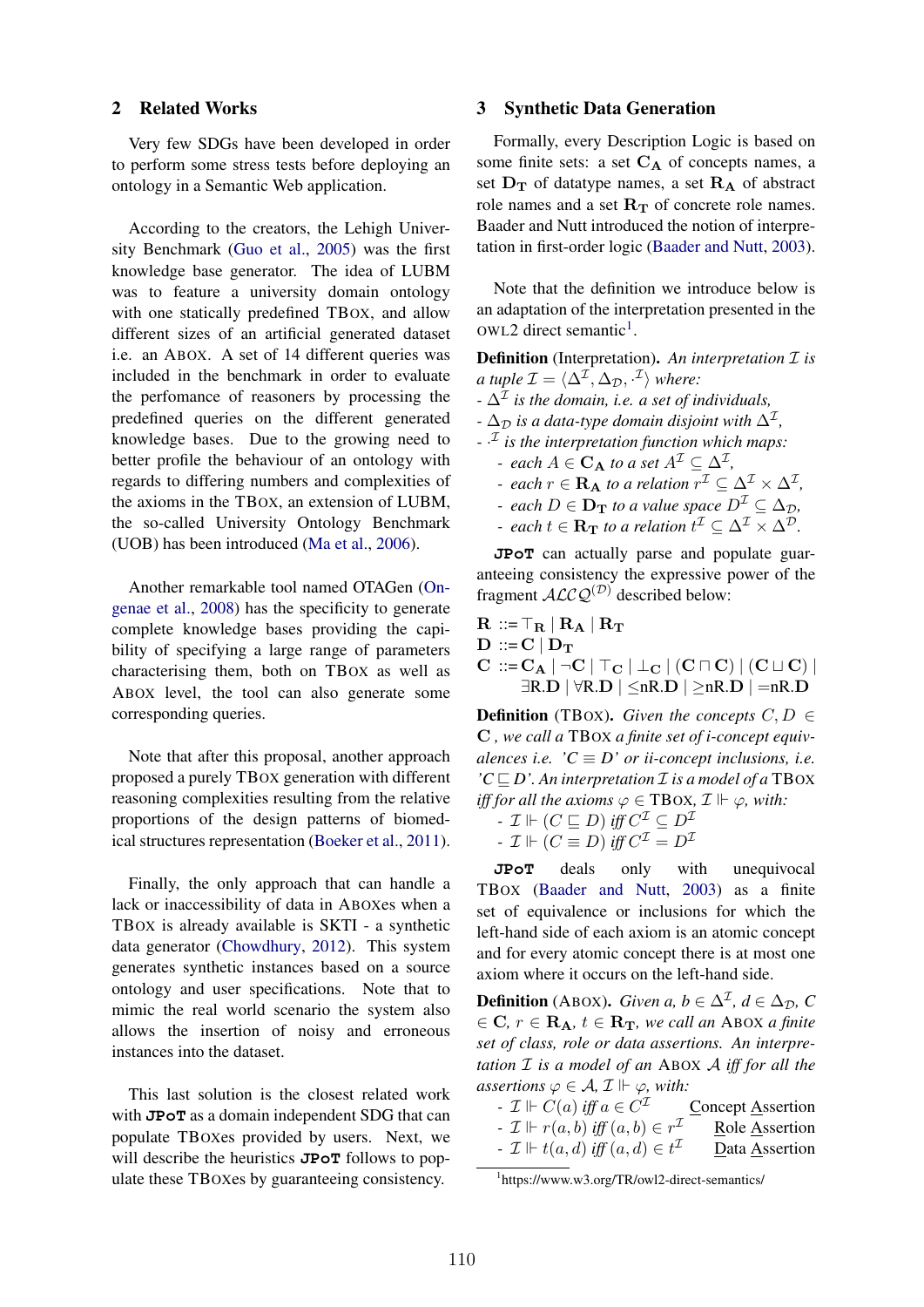## 2 Related Works

Very few SDGs have been developed in order to perform some stress tests before deploying an ontology in a Semantic Web application.

According to the creators, the Lehigh University Benchmark (Guo et al., 2005) was the first knowledge base generator. The idea of LUBM was to feature a university domain ontology with one statically predefined TBOX, and allow different sizes of an artificial generated dataset i.e. an ABOX. A set of 14 different queries was included in the benchmark in order to evaluate the perfomance of reasoners by processing the predefined queries on the different generated knowledge bases. Due to the growing need to better profile the behaviour of an ontology with regards to differing numbers and complexities of the axioms in the TBOX, an extension of LUBM, the so-called University Ontology Benchmark (UOB) has been introduced (Ma et al., 2006).

Another remarkable tool named OTAGen (Ongenae et al., 2008) has the specificity to generate complete knowledge bases providing the capibility of specifying a large range of parameters characterising them, both on TBOX as well as ABOX level, the tool can also generate some corresponding queries.

Note that after this proposal, another approach proposed a purely TBOX generation with different reasoning complexities resulting from the relative proportions of the design patterns of biomedical structures representation (Boeker et al., 2011).

Finally, the only approach that can handle a lack or inaccessibility of data in ABOXes when a TBOX is already available is SKTI - a synthetic data generator (Chowdhury, 2012). This system generates synthetic instances based on a source ontology and user specifications. Note that to mimic the real world scenario the system also allows the insertion of noisy and erroneous instances into the dataset.

This last solution is the closest related work with **JPoT** as a domain independent SDG that can populate TBOXes provided by users. Next, we will describe the heuristics **JPoT** follows to populate these TBOXes by guaranteeing consistency.

## 3 Synthetic Data Generation

Formally, every Description Logic is based on some finite sets: a set $\mathbf{C_A}$ of concepts names, a set $\mathbf{D_T}$ of datatype names, a set $\mathbf{R_A}$ of abstract role names and a set $\mathbf{R_T}$ of concrete role names. Baader and Nutt introduced the notion of interpretation in first-order logic (Baader and Nutt, 2003).

Note that the definition we introduce below is an adaptation of the interpretation presented in the OWL2 direct semantic[1].

**Definition** (Interpretation). *An interpretation $\mathcal{I}$ is a tuple $\mathcal{I} = \langle \Delta^{\mathcal{I}}, \Delta_{\mathcal{D}}, \cdot^{\mathcal{I}} \rangle$ where:*

- *$\Delta^{\mathcal{I}}$ is the domain, i.e. a set of individuals,*
- *$\Delta_{\mathcal{D}}$ is a data-type domain disjoint with $\Delta^{\mathcal{I}}$,*
- *$\cdot^{\mathcal{I}}$ is the interpretation function which maps:*
  - *each $A \in \mathbf{C_A}$ to a set $A^{\mathcal{I}} \subseteq \Delta^{\mathcal{I}}$,*
  - *each $r \in \mathbf{R_A}$ to a relation $r^{\mathcal{I}} \subseteq \Delta^{\mathcal{I}} \times \Delta^{\mathcal{I}}$,*
  - *each $D \in \mathbf{D_T}$ to a value space $D^{\mathcal{I}} \subseteq \Delta_{\mathcal{D}}$,*
  - *each $t \in \mathbf{R_T}$ to a relation $t^{\mathcal{I}} \subseteq \Delta^{\mathcal{I}} \times \Delta^{\mathcal{D}}$.*

**JPoT** can actually parse and populate guaranteeing consistency the expressive power of the fragment $\mathcal{ALCQ}^{(\mathcal{D})}$ described below:

$$\mathbf{R} ::= \top_{\mathbf{R}} \mid \mathbf{R_A} \mid \mathbf{R_T}$$
$$\mathbf{D} ::= \mathbf{C} \mid \mathbf{D_T}$$
$$\mathbf{C} ::= \mathbf{C_A} \mid \neg\mathbf{C} \mid \top_{\mathbf{C}} \mid \bot_{\mathbf{C}} \mid (\mathbf{C} \sqcap \mathbf{C}) \mid (\mathbf{C} \sqcup \mathbf{C}) \mid \exists \mathrm{R}.\mathbf{D} \mid \forall \mathrm{R}.\mathbf{D} \mid \leq \mathrm{nR}.\mathbf{D} \mid \geq \mathrm{nR}.\mathbf{D} \mid = \mathrm{nR}.\mathbf{D}$$

**Definition** (TBOX). *Given the concepts $C, D \in \mathbf{C}$ , we call a TBOX a finite set of i-concept equivalences i.e. '$C \equiv D$' or ii-concept inclusions, i.e. '$C \sqsubseteq D$'. An interpretation $\mathcal{I}$ is a model of a TBOX iff for all the axioms $\varphi \in$ TBOX, $\mathcal{I} \Vdash \varphi$, with:*

- *$\mathcal{I} \Vdash (C \sqsubseteq D)$ iff $C^{\mathcal{I}} \subseteq D^{\mathcal{I}}$*
- *$\mathcal{I} \Vdash (C \equiv D)$ iff $C^{\mathcal{I}} = D^{\mathcal{I}}$*

**JPoT** deals only with unequivocal TBOX (Baader and Nutt, 2003) as a finite set of equivalence or inclusions for which the left-hand side of each axiom is an atomic concept and for every atomic concept there is at most one axiom where it occurs on the left-hand side.

**Definition** (ABOX). *Given $a, b \in \Delta^{\mathcal{I}}$, $d \in \Delta_{\mathcal{D}}$, $C \in \mathbf{C}$, $r \in \mathbf{R_A}$, $t \in \mathbf{R_T}$, we call an ABOX a finite set of class, role or data assertions. An interpretation $\mathcal{I}$ is a model of an ABOX $\mathcal{A}$ iff for all the assertions $\varphi \in \mathcal{A}$, $\mathcal{I} \Vdash \varphi$, with:*

- *$\mathcal{I} \Vdash C(a)$ iff $a \in C^{\mathcal{I}}$* — Concept Assertion
- *$\mathcal{I} \Vdash r(a, b)$ iff $(a, b) \in r^{\mathcal{I}}$* — Role Assertion
- *$\mathcal{I} \Vdash t(a, d)$ iff $(a, d) \in t^{\mathcal{I}}$* — Data Assertion

[1] https://www.w3.org/TR/owl2-direct-semantics/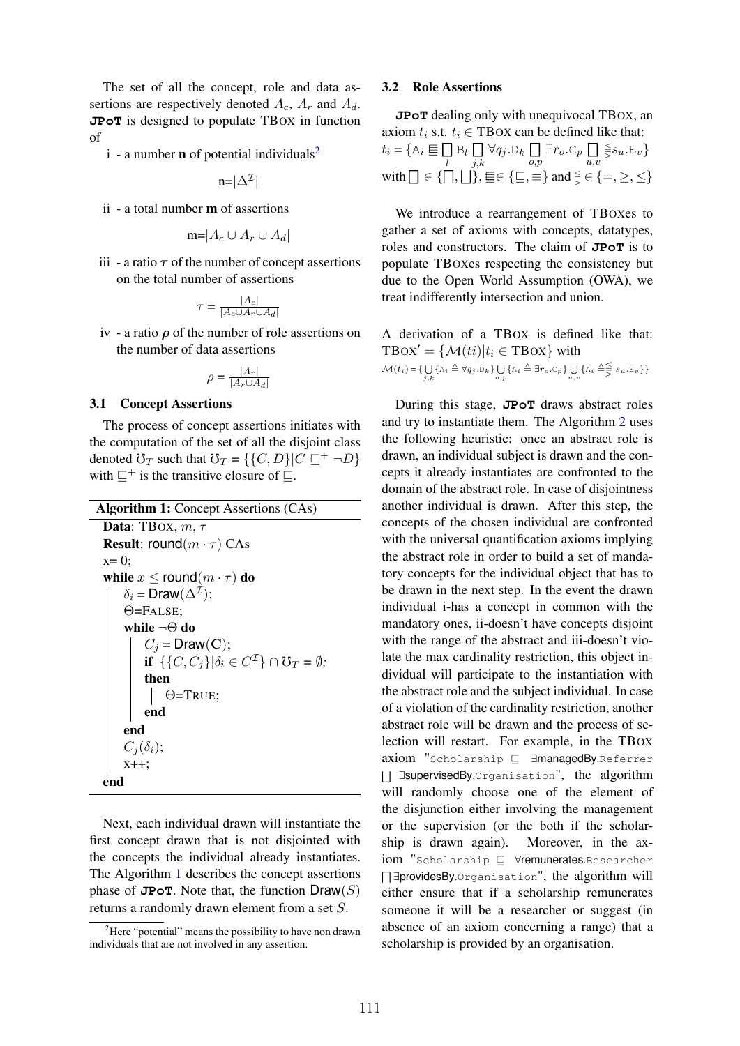The set of all the concept, role and data assertions are respectively denoted $A_c$, $A_r$ and $A_d$. **JPoT** is designed to populate TBOX in function of

i - a number **n** of potential individuals[2]

$$n=|\Delta^{\mathcal{I}}|$$

ii - a total number **m** of assertions

$$m=|A_c \cup A_r \cup A_d|$$

iii - a ratio $\boldsymbol{\tau}$ of the number of concept assertions on the total number of assertions

$$\tau = \frac{|A_c|}{|A_c \cup A_r \cup A_d|}$$

iv - a ratio $\boldsymbol{\rho}$ of the number of role assertions on the number of data assertions

$$\rho = \frac{|A_r|}{|A_r \cup A_d|}$$

### 3.1 Concept Assertions

The process of concept assertions initiates with the computation of the set of all the disjoint class denoted $\mho_T$ such that $\mho_T = \{\{C, D\} | C \sqsubseteq^+ \neg D\}$ with $\sqsubseteq^+$ is the transitive closure of $\sqsubseteq$.

```
Algorithm 1: Concept Assertions (CAs)
Data: TBox, m, τ
Result: round(m · τ) CAs
x= 0;
while x ≤ round(m · τ) do
    δ_i = Draw(Δ^I);
    Θ=FALSE;
    while ¬Θ do
        C_j = Draw(C);
        if {{C, C_j} | δ_i ∈ C^I} ∩ ℧_T = ∅;
        then
            Θ=TRUE;
        end
    end
    C_j(δ_i);
    x++;
end
```

Next, each individual drawn will instantiate the first concept drawn that is not disjointed with the concepts the individual already instantiates. The Algorithm 1 describes the concept assertions phase of **JPoT**. Note that, the function $\mathsf{Draw}(S)$ returns a randomly drawn element from a set $S$.

[2] Here "potential" means the possibility to have non drawn individuals that are not involved in any assertion.

### 3.2 Role Assertions

**JPoT** dealing only with unequivocal TBOX, an axiom $t_i$ s.t. $t_i \in$ TBOX can be defined like that:

$t_i = \{\mathtt{A}_i \mathrel{\underline{\sqsubseteq}} \bigsqcap_l \mathtt{B}_l \bigsqcap_{j,k} \forall q_j.\mathtt{D}_k \bigsqcap_{o,p} \exists r_o.\mathtt{C}_p \bigsqcap_{u,v} \lesseqqgtr s_u.\mathtt{E}_v\}$

with $\bigsqcap \in \{\bigsqcap, \bigsqcup\}$, $\mathrel{\underline{\sqsubseteq}} \in \{\sqsubseteq, \equiv\}$ and $\lesseqqgtr \in \{=, \geq, \leq\}$

We introduce a rearrangement of TBOXes to gather a set of axioms with concepts, datatypes, roles and constructors. The claim of **JPoT** is to populate TBOXes respecting the consistency but due to the Open World Assumption (OWA), we treat indifferently intersection and union.

A derivation of a TBOX is defined like that: $\text{TBOX}' = \{\mathcal{M}(ti) | t_i \in \text{TBOX}\}$ with

$\mathcal{M}(t_i) = \{\bigcup_{j,k} \{\mathtt{A}_i \triangleq \forall q_j.\mathtt{D}_k\} \bigcup_{o,p} \{\mathtt{A}_i \triangleq \exists r_o.\mathtt{C}_p\} \bigcup_{u,v} \{\mathtt{A}_i \triangleq \lesseqqgtr s_u.\mathtt{E}_v\}\}$

During this stage, **JPoT** draws abstract roles and try to instantiate them. The Algorithm 2 uses the following heuristic: once an abstract role is drawn, an individual subject is drawn and the concepts it already instantiates are confronted to the domain of the abstract role. In case of disjointness another individual is drawn. After this step, the concepts of the chosen individual are confronted with the universal quantification axioms implying the abstract role in order to build a set of mandatory concepts for the individual object that has to be drawn in the next step. In the event the drawn individual i-has a concept in common with the mandatory ones, ii-doesn't have concepts disjoint with the range of the abstract and iii-doesn't violate the max cardinality restriction, this object individual will participate to the instantiation with the abstract role and the subject individual. In case of a violation of the cardinality restriction, another abstract role will be drawn and the process of selection will restart. For example, in the TBOX axiom "`Scholarship` $\sqsubseteq$ $\exists$managedBy.`Referrer` $\bigsqcup$ $\exists$supervisedBy.`Organisation`", the algorithm will randomly choose one of the element of the disjunction either involving the management or the supervision (or the both if the scholarship is drawn again). Moreover, in the axiom "`Scholarship` $\sqsubseteq$ $\forall$remunerates.`Researcher` $\bigsqcap$ $\exists$providesBy.`Organisation`", the algorithm will either ensure that if a scholarship remunerates someone it will be a researcher or suggest (in absence of an axiom concerning a range) that a scholarship is provided by an organisation.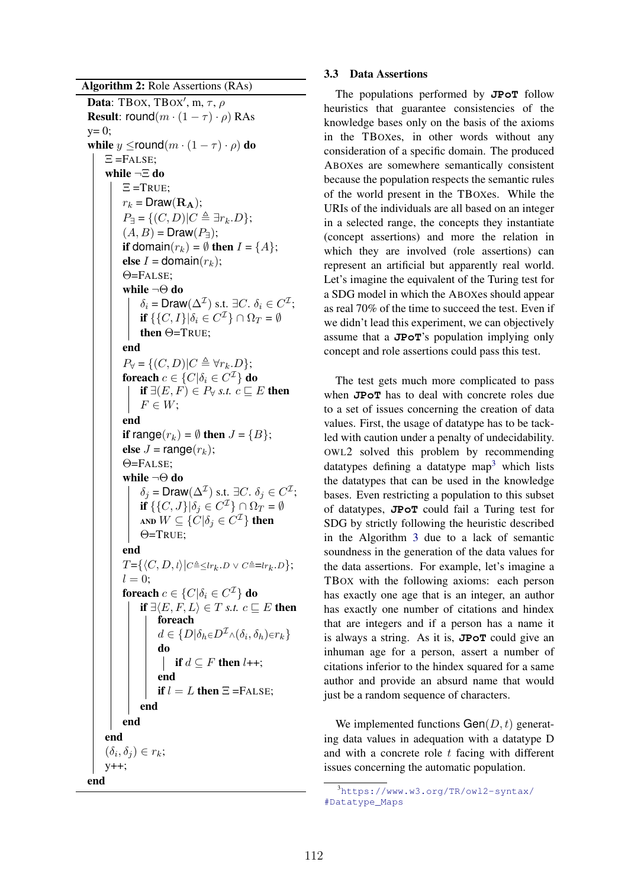**Algorithm 2:** Role Assertions (RAs)

```
Data: TBox, TBox', m, τ, ρ
Result: round(m · (1 − τ) · ρ) RAs
y= 0;
while y ≤round(m · (1 − τ) · ρ) do
    Ξ =False;
    while ¬Ξ do
        Ξ =True;
        r_k = Draw(R_A);
        P_∃ = {(C, D)|C ≜ ∃r_k.D};
        (A, B) = Draw(P_∃);
        if domain(r_k) = ∅ then I = {A};
        else I = domain(r_k);
        Θ=False;
        while ¬Θ do
            δ_i = Draw(Δ^I) s.t. ∃C. δ_i ∈ C^I;
            if {{C, I}|δ_i ∈ C^I} ∩ Ω_T = ∅
            then Θ=True;
        end
        P_∀ = {(C, D)|C ≜ ∀r_k.D};
        foreach c ∈ {C|δ_i ∈ C^I} do
            if ∃(E, F) ∈ P_∀ s.t. c ⊑ E then
            F ∈ W;
        end
        if range(r_k) = ∅ then J = {B};
        else J = range(r_k);
        Θ=False;
        while ¬Θ do
            δ_j = Draw(Δ^I) s.t. ∃C. δ_j ∈ C^I;
            if {{C, J}|δ_j ∈ C^I} ∩ Ω_T = ∅
            and W ⊆ {C|δ_j ∈ C^I} then
            Θ=True;
        end
        T={⟨C, D, l⟩|C≜≤l r_k.D ∨ C≜=l r_k.D};
        l = 0;
        foreach c ∈ {C|δ_i ∈ C^I} do
            if ∃⟨E, F, L⟩ ∈ T s.t. c ⊑ E then
                foreach
                d ∈ {D|δ_h∈D^I ∧ (δ_i, δ_h)∈r_k}
                do
                    if d ⊆ F then l++;
                end
                if l = L then Ξ =False;
            end
        end
    end
    (δ_i, δ_j) ∈ r_k;
    y++;
end
```

### 3.3 Data Assertions

The populations performed by **JPoT** follow heuristics that guarantee consistencies of the knowledge bases only on the basis of the axioms in the TBoxes, in other words without any consideration of a specific domain. The produced ABoxes are somewhere semantically consistent because the population respects the semantic rules of the world present in the TBoxes. While the URIs of the individuals are all based on an integer in a selected range, the concepts they instantiate (concept assertions) and more the relation in which they are involved (role assertions) can represent an artificial but apparently real world. Let's imagine the equivalent of the Turing test for a SDG model in which the ABoxes should appear as real 70% of the time to succeed the test. Even if we didn't lead this experiment, we can objectively assume that a **JPoT**'s population implying only concept and role assertions could pass this test.

The test gets much more complicated to pass when **JPoT** has to deal with concrete roles due to a set of issues concerning the creation of data values. First, the usage of datatype has to be tackled with caution under a penalty of undecidability. OWL2 solved this problem by recommending datatypes defining a datatype map[3] which lists the datatypes that can be used in the knowledge bases. Even restricting a population to this subset of datatypes, **JPoT** could fail a Turing test for SDG by strictly following the heuristic described in the Algorithm 3 due to a lack of semantic soundness in the generation of the data values for the data assertions. For example, let's imagine a TBox with the following axioms: each person has exactly one age that is an integer, an author has exactly one number of citations and hindex that are integers and if a person has a name it is always a string. As it is, **JPoT** could give an inhuman age for a person, assert a number of citations inferior to the hindex squared for a same author and provide an absurd name that would just be a random sequence of characters.

We implemented functions $\mathsf{Gen}(D, t)$ generating data values in adequation with a datatype D and with a concrete role $t$ facing with different issues concerning the automatic population.

[3] https://www.w3.org/TR/owl2-syntax/#Datatype_Maps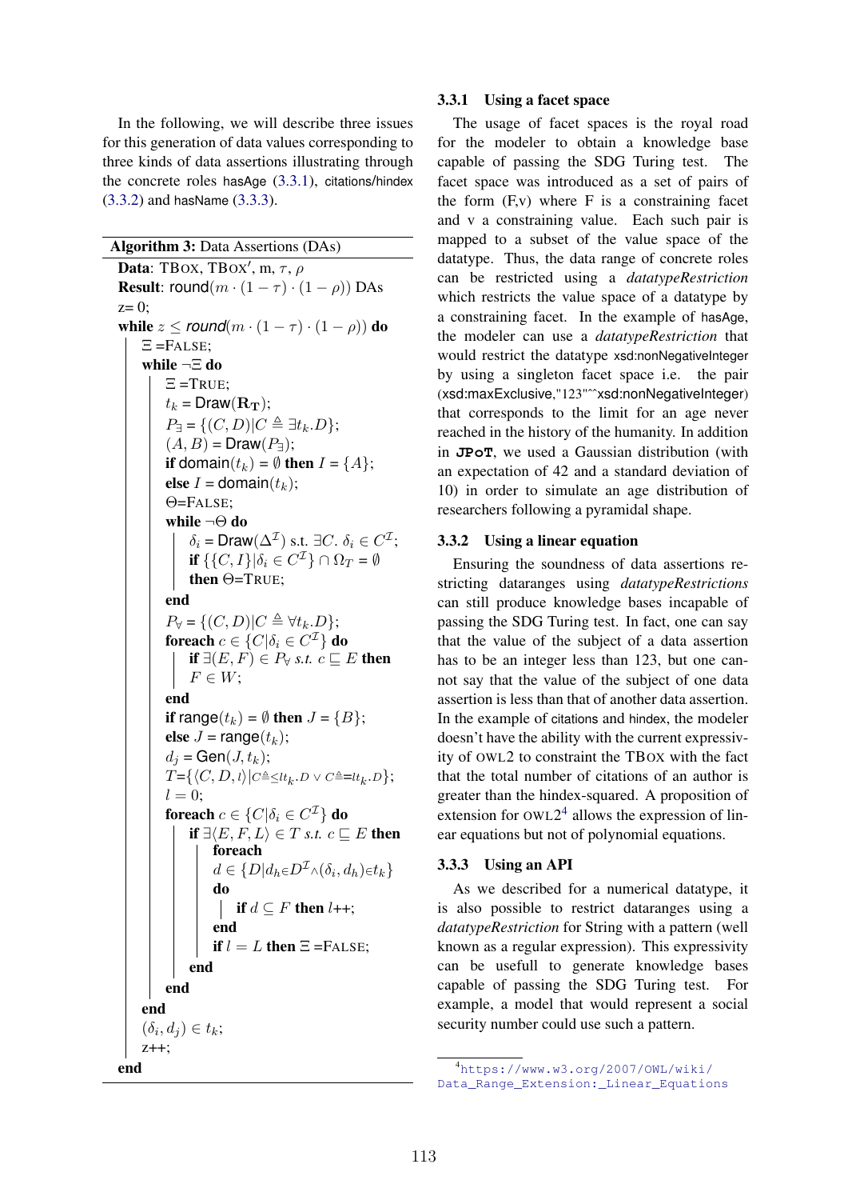In the following, we will describe three issues for this generation of data values corresponding to three kinds of data assertions illustrating through the concrete roles hasAge (3.3.1), citations/hindex (3.3.2) and hasName (3.3.3).

---

**Algorithm 3:** Data Assertions (DAs)

```
Data: TBOX, TBOX', m, τ, ρ
Result: round(m · (1 − τ) · (1 − ρ)) DAs
z = 0;
while z ≤ round(m · (1 − τ) · (1 − ρ)) do
    Ξ = FALSE;
    while ¬Ξ do
        Ξ = TRUE;
        t_k = Draw(R_T);
        P_∃ = {(C, D) | C ≜ ∃t_k.D};
        (A, B) = Draw(P_∃);
        if domain(t_k) = ∅ then I = {A};
        else I = domain(t_k);
        Θ = FALSE;
        while ¬Θ do
            δ_i = Draw(Δ^I) s.t. ∃C. δ_i ∈ C^I;
            if {{C, I} | δ_i ∈ C^I} ∩ Ω_T = ∅
            then Θ = TRUE;
        end
        P_∀ = {(C, D) | C ≜ ∀t_k.D};
        foreach c ∈ {C | δ_i ∈ C^I} do
            if ∃(E, F) ∈ P_∀ s.t. c ⊑ E then
                F ∈ W;
        end
        if range(t_k) = ∅ then J = {B};
        else J = range(t_k);
        d_j = Gen(J, t_k);
        T = {⟨C, D, l⟩ | C ≜ ≤l t_k.D ∨ C ≜ =l t_k.D};
        l = 0;
        foreach c ∈ {C | δ_i ∈ C^I} do
            if ∃⟨E, F, L⟩ ∈ T s.t. c ⊑ E then
                foreach
                d ∈ {D | d_h ∈ D^I ∧ (δ_i, d_h) ∈ t_k}
                do
                    if d ⊆ F then l++;
                end
                if l = L then Ξ = FALSE;
            end
        end
    end
    (δ_i, d_j) ∈ t_k;
    z++;
end
```

---

### 3.3.1 Using a facet space

The usage of facet spaces is the royal road for the modeler to obtain a knowledge base capable of passing the SDG Turing test. The facet space was introduced as a set of pairs of the form (F,v) where F is a constraining facet and v a constraining value. Each such pair is mapped to a subset of the value space of the datatype. Thus, the data range of concrete roles can be restricted using a *datatypeRestriction* which restricts the value space of a datatype by a constraining facet. In the example of hasAge, the modeler can use a *datatypeRestriction* that would restrict the datatype xsd:nonNegativeInteger by using a singleton facet space i.e. the pair (xsd:maxExclusive,"123"^^xsd:nonNegativeInteger) that corresponds to the limit for an age never reached in the history of the humanity. In addition in **JPoT**, we used a Gaussian distribution (with an expectation of 42 and a standard deviation of 10) in order to simulate an age distribution of researchers following a pyramidal shape.

### 3.3.2 Using a linear equation

Ensuring the soundness of data assertions restricting dataranges using *datatypeRestrictions* can still produce knowledge bases incapable of passing the SDG Turing test. In fact, one can say that the value of the subject of a data assertion has to be an integer less than 123, but one cannot say that the value of the subject of one data assertion is less than that of another data assertion. In the example of citations and hindex, the modeler doesn't have the ability with the current expressivity of OWL2 to constraint the TBOX with the fact that the total number of citations of an author is greater than the hindex-squared. A proposition of extension for OWL2[4] allows the expression of linear equations but not of polynomial equations.

### 3.3.3 Using an API

As we described for a numerical datatype, it is also possible to restrict dataranges using a *datatypeRestriction* for String with a pattern (well known as a regular expression). This expressivity can be usefull to generate knowledge bases capable of passing the SDG Turing test. For example, a model that would represent a social security number could use such a pattern.

[4] https://www.w3.org/2007/OWL/wiki/Data_Range_Extension:_Linear_Equations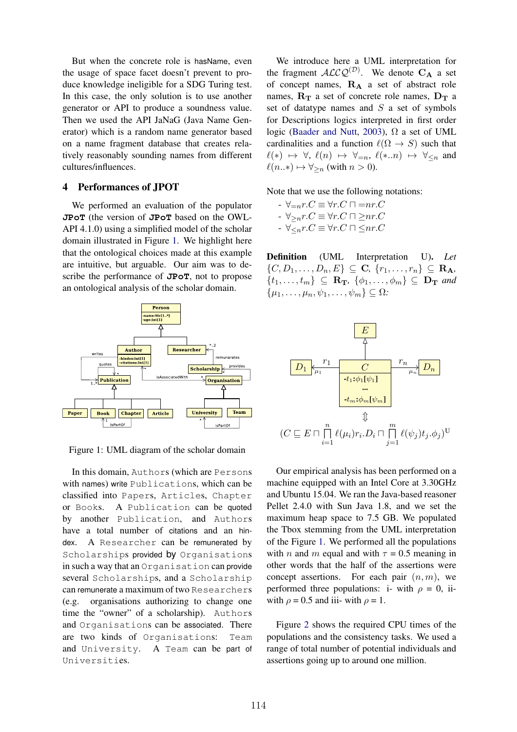But when the concrete role is hasName, even the usage of space facet doesn't prevent to produce knowledge ineligible for a SDG Turing test. In this case, the only solution is to use another generator or API to produce a soundness value. Then we used the API JaNaG (Java Name Generator) which is a random name generator based on a name fragment database that creates relatively reasonably sounding names from different cultures/influences.

## 4 Performances of JPOT

We performed an evaluation of the populator **JPoT** (the version of **JPoT** based on the OWL-API 4.1.0) using a simplified model of the scholar domain illustrated in Figure 1. We highlight here that the ontological choices made at this example are intuitive, but arguable. Our aim was to describe the performance of **JPoT**, not to propose an ontological analysis of the scholar domain.

Figure 1: UML diagram of the scholar domain

In this domain, Authors (which are Persons with names) write Publications, which can be classified into Papers, Articles, Chapter or Books. A Publication can be quoted by another Publication, and Authors have a total number of citations and an hindex. A Researcher can be remunerated by Scholarships provided by Organisations in such a way that an Organisation can provide several Scholarships, and a Scholarship can remunerate a maximum of two Researchers (e.g. organisations authorizing to change one time the "owner" of a scholarship). Authors and Organisations can be associated. There are two kinds of Organisations: Team and University. A Team can be part of Universities.

We introduce here a UML interpretation for the fragment $\mathcal{ALCQ}^{(\mathcal{D})}$. We denote $\mathbf{C_A}$ a set of concept names, $\mathbf{R_A}$ a set of abstract role names, $\mathbf{R_T}$ a set of concrete role names, $\mathbf{D_T}$ a set of datatype names and $S$ a set of symbols for Descriptions logics interpreted in first order logic (Baader and Nutt, 2003), $\Omega$ a set of UML cardinalities and a function $\ell(\Omega \rightarrow S)$ such that $\ell(*) \mapsto \forall$, $\ell(n) \mapsto \forall_{=n}$, $\ell(*..n) \mapsto \forall_{\leq n}$ and $\ell(n..*) \mapsto \forall_{\geq n}$ (with $n > 0$).

Note that we use the following notations:

- $\forall_{=n} r.C \equiv \forall r.C \sqcap = nr.C$
- $\forall_{\geq n} r.C \equiv \forall r.C \sqcap \geq nr.C$
- $\forall_{\leq n} r.C \equiv \forall r.C \sqcap \leq nr.C$

**Definition** (UML Interpretation U). *Let* $\{C, D_1, \ldots, D_n, E\} \subseteq \mathbf{C}$, $\{r_1, \ldots, r_n\} \subseteq \mathbf{R_A}$, $\{t_1, \ldots, t_m\} \subseteq \mathbf{R_T}$, $\{\phi_1, \ldots, \phi_m\} \subseteq \mathbf{D_T}$ *and* $\{\mu_1, \ldots, \mu_n, \psi_1, \ldots, \psi_m\} \subseteq \Omega$*:*

$$\Updownarrow$$

$$(C \sqsubseteq E \sqcap \prod_{i=1}^{n} \ell(\mu_i) r_i.D_i \sqcap \prod_{j=1}^{m} \ell(\psi_j) t_j.\phi_j)^{\mathrm{U}}$$

Our empirical analysis has been performed on a machine equipped with an Intel Core at 3.30GHz and Ubuntu 15.04. We ran the Java-based reasoner Pellet 2.4.0 with Sun Java 1.8, and we set the maximum heap space to 7.5 GB. We populated the Tbox stemming from the UML interpretation of the Figure 1. We performed all the populations with $n$ and $m$ equal and with $\tau$ = 0.5 meaning in other words that the half of the assertions were concept assertions. For each pair $(n, m)$, we performed three populations: i- with $\rho$ = 0, ii- with $\rho$ = 0.5 and iii- with $\rho$ = 1.

Figure 2 shows the required CPU times of the populations and the consistency tasks. We used a range of total number of potential individuals and assertions going up to around one million.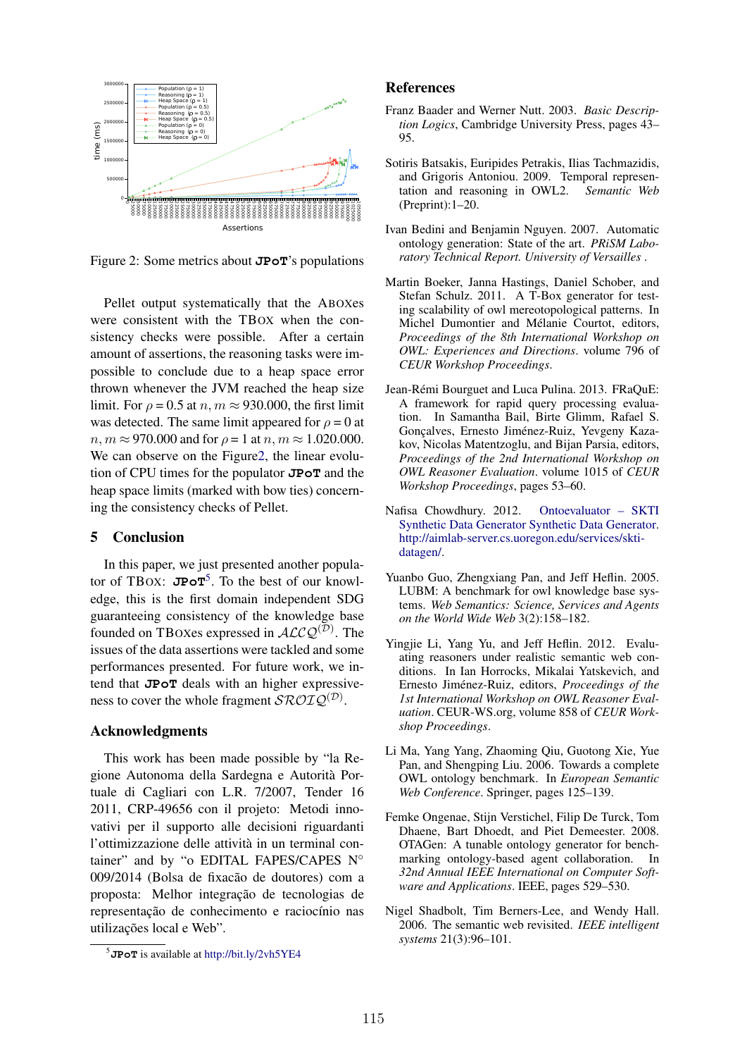time (ms)

3000000
2500000
2000000
1500000
1000000
500000
0

Population (ρ = 1)
Reasoning (ρ = 1)
Heap Space (ρ = 1)
Population (ρ = 0.5)
Reasoning (ρ = 0.5)
Heap Space (ρ = 0.5)
Population (ρ = 0)
Reasoning (ρ = 0)
Heap Space (ρ = 0)

Assertions

Figure 2: Some metrics about **JPoT**'s populations

Pellet output systematically that the ABoxes were consistent with the TBox when the consistency checks were possible. After a certain amount of assertions, the reasoning tasks were impossible to conclude due to a heap space error thrown whenever the JVM reached the heap size limit. For $\rho = 0.5$ at $n, m \approx 930.000$, the first limit was detected. The same limit appeared for $\rho = 0$ at $n, m \approx 970.000$ and for $\rho = 1$ at $n, m \approx 1.020.000$. We can observe on the Figure2, the linear evolution of CPU times for the populator **JPoT** and the heap space limits (marked with bow ties) concerning the consistency checks of Pellet.

## 5 Conclusion

In this paper, we just presented another populator of TBox: **JPoT**[5]. To the best of our knowledge, this is the first domain independent SDG guaranteeing consistency of the knowledge base founded on TBoxes expressed in $\mathcal{ALCQ}^{(\mathcal{D})}$. The issues of the data assertions were tackled and some performances presented. For future work, we intend that **JPoT** deals with an higher expressiveness to cover the whole fragment $\mathcal{SROIQ}^{(\mathcal{D})}$.

## Acknowledgments

This work has been made possible by "la Regione Autonoma della Sardegna e Autorità Portuale di Cagliari con L.R. 7/2007, Tender 16 2011, CRP-49656 con il projeto: Metodi innovativi per il supporto alle decisioni riguardanti l'ottimizzazione delle attività in un terminal container" and by "o EDITAL FAPES/CAPES N° 009/2014 (Bolsa de fixacão de doutores) com a proposta: Melhor integração de tecnologias de representação de conhecimento e raciocínio nas utilizações local e Web".

[5] **JPoT** is available at http://bit.ly/2vh5YE4

## References

Franz Baader and Werner Nutt. 2003. *Basic Description Logics*, Cambridge University Press, pages 43–95.

Sotiris Batsakis, Euripides Petrakis, Ilias Tachmazidis, and Grigoris Antoniou. 2009. Temporal representation and reasoning in OWL2. *Semantic Web* (Preprint):1–20.

Ivan Bedini and Benjamin Nguyen. 2007. Automatic ontology generation: State of the art. *PRiSM Laboratory Technical Report. University of Versailles* .

Martin Boeker, Janna Hastings, Daniel Schober, and Stefan Schulz. 2011. A T-Box generator for testing scalability of owl mereotopological patterns. In Michel Dumontier and Mélanie Courtot, editors, *Proceedings of the 8th International Workshop on OWL: Experiences and Directions*. volume 796 of *CEUR Workshop Proceedings*.

Jean-Rémi Bourguet and Luca Pulina. 2013. FRaQuE: A framework for rapid query processing evaluation. In Samantha Bail, Birte Glimm, Rafael S. Gonçalves, Ernesto Jiménez-Ruiz, Yevgeny Kazakov, Nicolas Matentzoglu, and Bijan Parsia, editors, *Proceedings of the 2nd International Workshop on OWL Reasoner Evaluation*. volume 1015 of *CEUR Workshop Proceedings*, pages 53–60.

Nafisa Chowdhury. 2012. Ontoevaluator – SKTI Synthetic Data Generator Synthetic Data Generator. http://aimlab-server.cs.uoregon.edu/services/skti-datagen/.

Yuanbo Guo, Zhengxiang Pan, and Jeff Heflin. 2005. LUBM: A benchmark for owl knowledge base systems. *Web Semantics: Science, Services and Agents on the World Wide Web* 3(2):158–182.

Yingjie Li, Yang Yu, and Jeff Heflin. 2012. Evaluating reasoners under realistic semantic web conditions. In Ian Horrocks, Mikalai Yatskevich, and Ernesto Jiménez-Ruiz, editors, *Proceedings of the 1st International Workshop on OWL Reasoner Evaluation*. CEUR-WS.org, volume 858 of *CEUR Workshop Proceedings*.

Li Ma, Yang Yang, Zhaoming Qiu, Guotong Xie, Yue Pan, and Shengping Liu. 2006. Towards a complete OWL ontology benchmark. In *European Semantic Web Conference*. Springer, pages 125–139.

Femke Ongenae, Stijn Verstichel, Filip De Turck, Tom Dhaene, Bart Dhoedt, and Piet Demeester. 2008. OTAGen: A tunable ontology generator for benchmarking ontology-based agent collaboration. In *32nd Annual IEEE International Conference on Computer Software and Applications*. IEEE, pages 529–530.

Nigel Shadbolt, Tim Berners-Lee, and Wendy Hall. 2006. The semantic web revisited. *IEEE intelligent systems* 21(3):96–101.